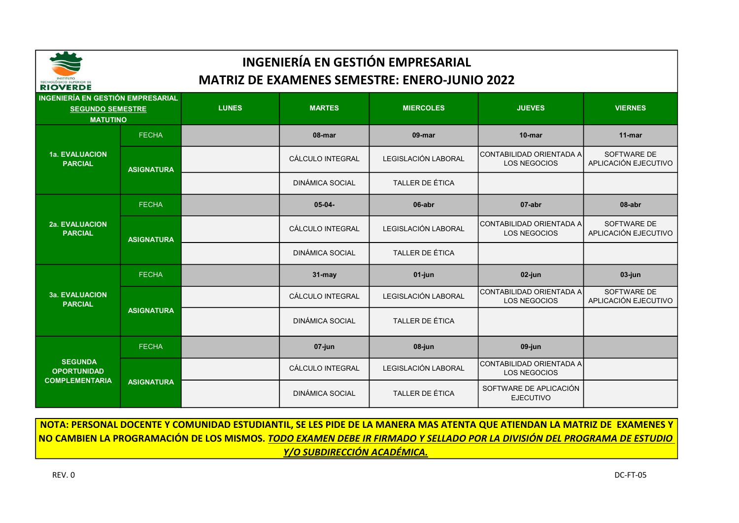# INGENIERÍA EN GESTIÓN EMPRESARIAL

# MATRIZ DE EXAMENES SEMESTRE: ENERO-JUNIO 2022

| INGENIERÍA EN GESTIÓN EMPRESARIAL SEGUNDO SEMESTRE MATUTINO | | LUNES | MARTES | MIERCOLES | JUEVES | VIERNES |
|---|---|---|---|---|---|---|
| 1a. EVALUACION PARCIAL | FECHA | | 08-mar | 09-mar | 10-mar | 11-mar |
| | ASIGNATURA | | CÁLCULO INTEGRAL | LEGISLACIÓN LABORAL | CONTABILIDAD ORIENTADA A LOS NEGOCIOS | SOFTWARE DE APLICACIÓN EJECUTIVO |
| | | | DINÁMICA SOCIAL | TALLER DE ÉTICA | | |
| 2a. EVALUACION PARCIAL | FECHA | | 05-04- | 06-abr | 07-abr | 08-abr |
| | ASIGNATURA | | CÁLCULO INTEGRAL | LEGISLACIÓN LABORAL | CONTABILIDAD ORIENTADA A LOS NEGOCIOS | SOFTWARE DE APLICACIÓN EJECUTIVO |
| | | | DINÁMICA SOCIAL | TALLER DE ÉTICA | | |
| 3a. EVALUACION PARCIAL | FECHA | | 31-may | 01-jun | 02-jun | 03-jun |
| | ASIGNATURA | | CÁLCULO INTEGRAL | LEGISLACIÓN LABORAL | CONTABILIDAD ORIENTADA A LOS NEGOCIOS | SOFTWARE DE APLICACIÓN EJECUTIVO |
| | | | DINÁMICA SOCIAL | TALLER DE ÉTICA | | |
| SEGUNDA OPORTUNIDAD COMPLEMENTARIA | FECHA | | 07-jun | 08-jun | 09-jun | |
| | ASIGNATURA | | CÁLCULO INTEGRAL | LEGISLACIÓN LABORAL | CONTABILIDAD ORIENTADA A LOS NEGOCIOS | |
| | | | DINÁMICA SOCIAL | TALLER DE ÉTICA | SOFTWARE DE APLICACIÓN EJECUTIVO | |

**NOTA: PERSONAL DOCENTE Y COMUNIDAD ESTUDIANTIL, SE LES PIDE DE LA MANERA MAS ATENTA QUE ATIENDAN LA MATRIZ DE EXAMENES Y NO CAMBIEN LA PROGRAMACIÓN DE LOS MISMOS. *TODO EXAMEN DEBE IR FIRMADO Y SELLADO POR LA DIVISIÓN DEL PROGRAMA DE ESTUDIO Y/O SUBDIRECCIÓN ACADÉMICA.***

REV. 0

DC-FT-05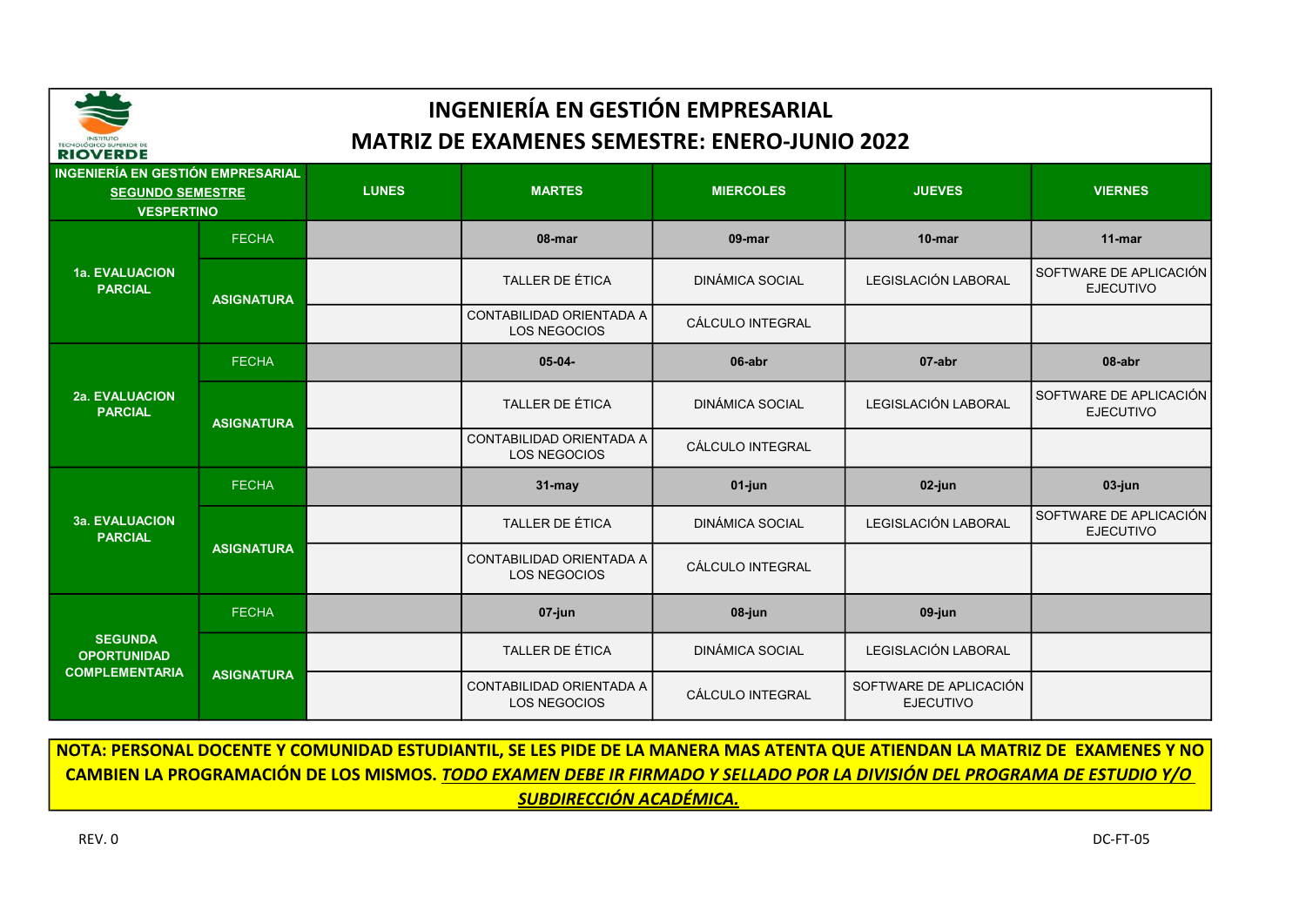# INGENIERÍA EN GESTIÓN EMPRESARIAL

## MATRIZ DE EXAMENES SEMESTRE: ENERO-JUNIO 2022

| INGENIERÍA EN GESTIÓN EMPRESARIAL SEGUNDO SEMESTRE VESPERTINO | | LUNES | MARTES | MIERCOLES | JUEVES | VIERNES |
|---|---|---|---|---|---|---|
| 1a. EVALUACION PARCIAL | FECHA | | 08-mar | 09-mar | 10-mar | 11-mar |
| | ASIGNATURA | | TALLER DE ÉTICA | DINÁMICA SOCIAL | LEGISLACIÓN LABORAL | SOFTWARE DE APLICACIÓN EJECUTIVO |
| | | | CONTABILIDAD ORIENTADA A LOS NEGOCIOS | CÁLCULO INTEGRAL | | |
| 2a. EVALUACION PARCIAL | FECHA | | 05-04- | 06-abr | 07-abr | 08-abr |
| | ASIGNATURA | | TALLER DE ÉTICA | DINÁMICA SOCIAL | LEGISLACIÓN LABORAL | SOFTWARE DE APLICACIÓN EJECUTIVO |
| | | | CONTABILIDAD ORIENTADA A LOS NEGOCIOS | CÁLCULO INTEGRAL | | |
| 3a. EVALUACION PARCIAL | FECHA | | 31-may | 01-jun | 02-jun | 03-jun |
| | ASIGNATURA | | TALLER DE ÉTICA | DINÁMICA SOCIAL | LEGISLACIÓN LABORAL | SOFTWARE DE APLICACIÓN EJECUTIVO |
| | | | CONTABILIDAD ORIENTADA A LOS NEGOCIOS | CÁLCULO INTEGRAL | | |
| SEGUNDA OPORTUNIDAD COMPLEMENTARIA | FECHA | | 07-jun | 08-jun | 09-jun | |
| | ASIGNATURA | | TALLER DE ÉTICA | DINÁMICA SOCIAL | LEGISLACIÓN LABORAL | |
| | | | CONTABILIDAD ORIENTADA A LOS NEGOCIOS | CÁLCULO INTEGRAL | SOFTWARE DE APLICACIÓN EJECUTIVO | |

**NOTA: PERSONAL DOCENTE Y COMUNIDAD ESTUDIANTIL, SE LES PIDE DE LA MANERA MAS ATENTA QUE ATIENDAN LA MATRIZ DE EXAMENES Y NO CAMBIEN LA PROGRAMACIÓN DE LOS MISMOS. *TODO EXAMEN DEBE IR FIRMADO Y SELLADO POR LA DIVISIÓN DEL PROGRAMA DE ESTUDIO Y/O SUBDIRECCIÓN ACADÉMICA.***

REV. 0

DC-FT-05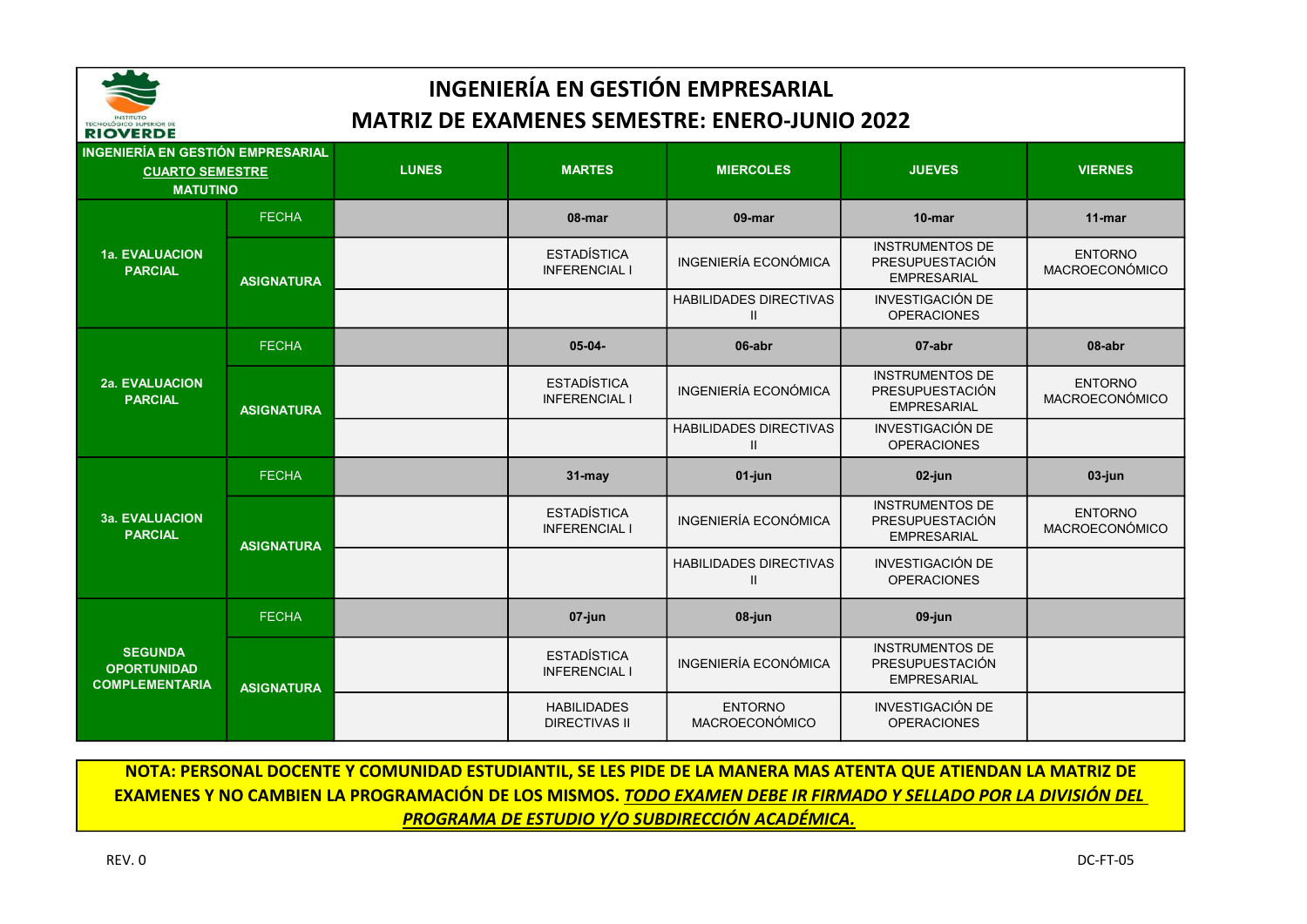# INGENIERÍA EN GESTIÓN EMPRESARIAL

## MATRIZ DE EXAMENES SEMESTRE: ENERO-JUNIO 2022

| INGENIERÍA EN GESTIÓN EMPRESARIAL CUARTO SEMESTRE MATUTINO | | LUNES | MARTES | MIERCOLES | JUEVES | VIERNES |
|---|---|---|---|---|---|---|
| 1a. EVALUACION PARCIAL | FECHA | | 08-mar | 09-mar | 10-mar | 11-mar |
| | ASIGNATURA | | ESTADÍSTICA INFERENCIAL I | INGENIERÍA ECONÓMICA | INSTRUMENTOS DE PRESUPUESTACIÓN EMPRESARIAL | ENTORNO MACROECONÓMICO |
| | | | | HABILIDADES DIRECTIVAS II | INVESTIGACIÓN DE OPERACIONES | |
| 2a. EVALUACION PARCIAL | FECHA | | 05-04- | 06-abr | 07-abr | 08-abr |
| | ASIGNATURA | | ESTADÍSTICA INFERENCIAL I | INGENIERÍA ECONÓMICA | INSTRUMENTOS DE PRESUPUESTACIÓN EMPRESARIAL | ENTORNO MACROECONÓMICO |
| | | | | HABILIDADES DIRECTIVAS II | INVESTIGACIÓN DE OPERACIONES | |
| 3a. EVALUACION PARCIAL | FECHA | | 31-may | 01-jun | 02-jun | 03-jun |
| | ASIGNATURA | | ESTADÍSTICA INFERENCIAL I | INGENIERÍA ECONÓMICA | INSTRUMENTOS DE PRESUPUESTACIÓN EMPRESARIAL | ENTORNO MACROECONÓMICO |
| | | | | HABILIDADES DIRECTIVAS II | INVESTIGACIÓN DE OPERACIONES | |
| SEGUNDA OPORTUNIDAD COMPLEMENTARIA | FECHA | | 07-jun | 08-jun | 09-jun | |
| | ASIGNATURA | | ESTADÍSTICA INFERENCIAL I | INGENIERÍA ECONÓMICA | INSTRUMENTOS DE PRESUPUESTACIÓN EMPRESARIAL | |
| | | | HABILIDADES DIRECTIVAS II | ENTORNO MACROECONÓMICO | INVESTIGACIÓN DE OPERACIONES | |

**NOTA: PERSONAL DOCENTE Y COMUNIDAD ESTUDIANTIL, SE LES PIDE DE LA MANERA MAS ATENTA QUE ATIENDAN LA MATRIZ DE EXAMENES Y NO CAMBIEN LA PROGRAMACIÓN DE LOS MISMOS. *TODO EXAMEN DEBE IR FIRMADO Y SELLADO POR LA DIVISIÓN DEL PROGRAMA DE ESTUDIO Y/O SUBDIRECCIÓN ACADÉMICA.***

REV. 0

DC-FT-05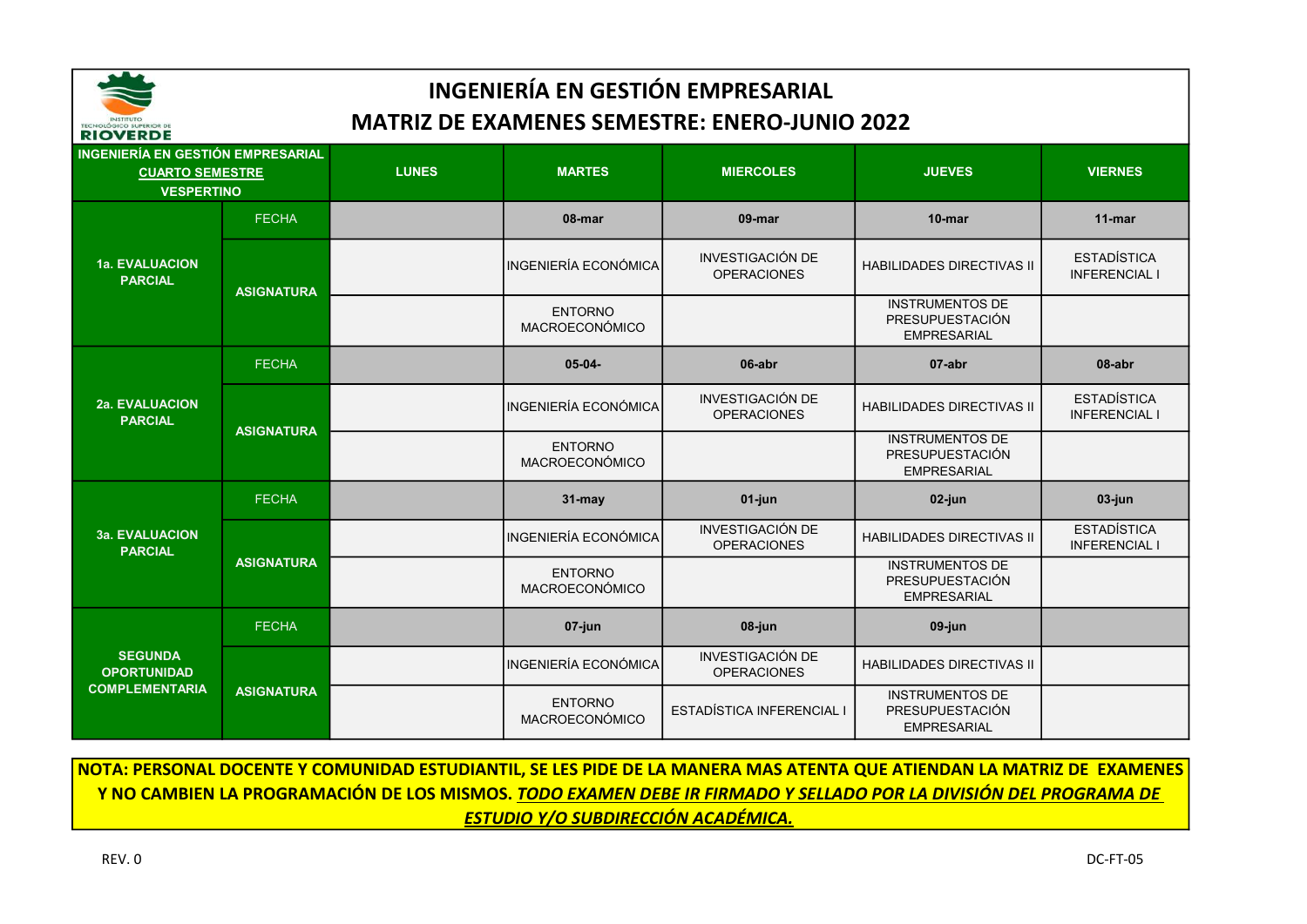# INGENIERÍA EN GESTIÓN EMPRESARIAL

## MATRIZ DE EXAMENES SEMESTRE: ENERO-JUNIO 2022

| INGENIERÍA EN GESTIÓN EMPRESARIAL CUARTO SEMESTRE VESPERTINO | | LUNES | MARTES | MIERCOLES | JUEVES | VIERNES |
|---|---|---|---|---|---|---|
| 1a. EVALUACION PARCIAL | FECHA | | 08-mar | 09-mar | 10-mar | 11-mar |
| | ASIGNATURA | | INGENIERÍA ECONÓMICA | INVESTIGACIÓN DE OPERACIONES | HABILIDADES DIRECTIVAS II | ESTADÍSTICA INFERENCIAL I |
| | | | ENTORNO MACROECONÓMICO | | INSTRUMENTOS DE PRESUPUESTACIÓN EMPRESARIAL | |
| 2a. EVALUACION PARCIAL | FECHA | | 05-04- | 06-abr | 07-abr | 08-abr |
| | ASIGNATURA | | INGENIERÍA ECONÓMICA | INVESTIGACIÓN DE OPERACIONES | HABILIDADES DIRECTIVAS II | ESTADÍSTICA INFERENCIAL I |
| | | | ENTORNO MACROECONÓMICO | | INSTRUMENTOS DE PRESUPUESTACIÓN EMPRESARIAL | |
| 3a. EVALUACION PARCIAL | FECHA | | 31-may | 01-jun | 02-jun | 03-jun |
| | ASIGNATURA | | INGENIERÍA ECONÓMICA | INVESTIGACIÓN DE OPERACIONES | HABILIDADES DIRECTIVAS II | ESTADÍSTICA INFERENCIAL I |
| | | | ENTORNO MACROECONÓMICO | | INSTRUMENTOS DE PRESUPUESTACIÓN EMPRESARIAL | |
| SEGUNDA OPORTUNIDAD COMPLEMENTARIA | FECHA | | 07-jun | 08-jun | 09-jun | |
| | ASIGNATURA | | INGENIERÍA ECONÓMICA | INVESTIGACIÓN DE OPERACIONES | HABILIDADES DIRECTIVAS II | |
| | | | ENTORNO MACROECONÓMICO | ESTADÍSTICA INFERENCIAL I | INSTRUMENTOS DE PRESUPUESTACIÓN EMPRESARIAL | |

**NOTA: PERSONAL DOCENTE Y COMUNIDAD ESTUDIANTIL, SE LES PIDE DE LA MANERA MAS ATENTA QUE ATIENDAN LA MATRIZ DE EXAMENES Y NO CAMBIEN LA PROGRAMACIÓN DE LOS MISMOS. _TODO EXAMEN DEBE IR FIRMADO Y SELLADO POR LA DIVISIÓN DEL PROGRAMA DE ESTUDIO Y/O SUBDIRECCIÓN ACADÉMICA._**

REV. 0

DC-FT-05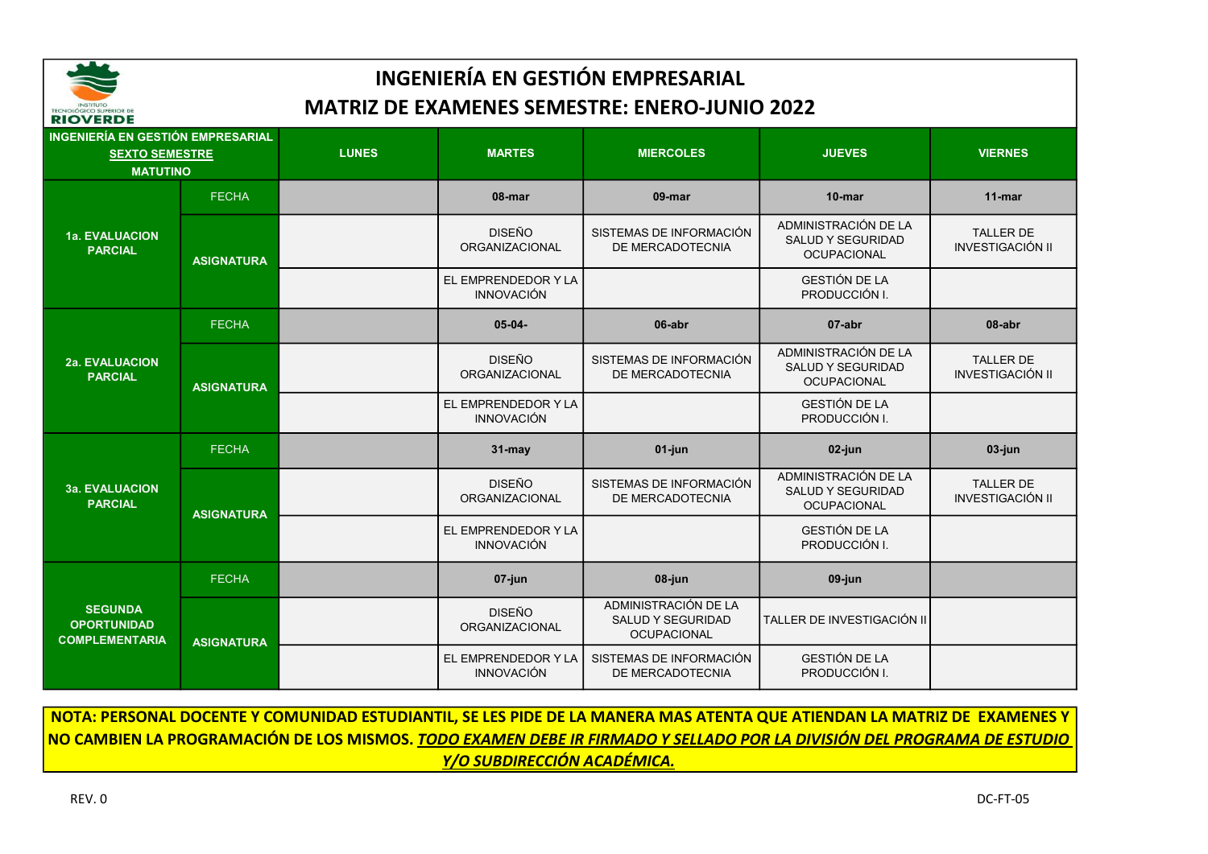# INGENIERÍA EN GESTIÓN EMPRESARIAL

## MATRIZ DE EXAMENES SEMESTRE: ENERO-JUNIO 2022

| INGENIERÍA EN GESTIÓN EMPRESARIAL SEXTO SEMESTRE MATUTINO | | LUNES | MARTES | MIERCOLES | JUEVES | VIERNES |
|---|---|---|---|---|---|---|
| 1a. EVALUACION PARCIAL | FECHA | | 08-mar | 09-mar | 10-mar | 11-mar |
| | ASIGNATURA | | DISEÑO ORGANIZACIONAL | SISTEMAS DE INFORMACIÓN DE MERCADOTECNIA | ADMINISTRACIÓN DE LA SALUD Y SEGURIDAD OCUPACIONAL | TALLER DE INVESTIGACIÓN II |
| | | | EL EMPRENDEDOR Y LA INNOVACIÓN | | GESTIÓN DE LA PRODUCCIÓN I. | |
| 2a. EVALUACION PARCIAL | FECHA | | 05-04- | 06-abr | 07-abr | 08-abr |
| | ASIGNATURA | | DISEÑO ORGANIZACIONAL | SISTEMAS DE INFORMACIÓN DE MERCADOTECNIA | ADMINISTRACIÓN DE LA SALUD Y SEGURIDAD OCUPACIONAL | TALLER DE INVESTIGACIÓN II |
| | | | EL EMPRENDEDOR Y LA INNOVACIÓN | | GESTIÓN DE LA PRODUCCIÓN I. | |
| 3a. EVALUACION PARCIAL | FECHA | | 31-may | 01-jun | 02-jun | 03-jun |
| | ASIGNATURA | | DISEÑO ORGANIZACIONAL | SISTEMAS DE INFORMACIÓN DE MERCADOTECNIA | ADMINISTRACIÓN DE LA SALUD Y SEGURIDAD OCUPACIONAL | TALLER DE INVESTIGACIÓN II |
| | | | EL EMPRENDEDOR Y LA INNOVACIÓN | | GESTIÓN DE LA PRODUCCIÓN I. | |
| SEGUNDA OPORTUNIDAD COMPLEMENTARIA | FECHA | | 07-jun | 08-jun | 09-jun | |
| | ASIGNATURA | | DISEÑO ORGANIZACIONAL | ADMINISTRACIÓN DE LA SALUD Y SEGURIDAD OCUPACIONAL | TALLER DE INVESTIGACIÓN II | |
| | | | EL EMPRENDEDOR Y LA INNOVACIÓN | SISTEMAS DE INFORMACIÓN DE MERCADOTECNIA | GESTIÓN DE LA PRODUCCIÓN I. | |

**NOTA: PERSONAL DOCENTE Y COMUNIDAD ESTUDIANTIL, SE LES PIDE DE LA MANERA MAS ATENTA QUE ATIENDAN LA MATRIZ DE EXAMENES Y NO CAMBIEN LA PROGRAMACIÓN DE LOS MISMOS. *TODO EXAMEN DEBE IR FIRMADO Y SELLADO POR LA DIVISIÓN DEL PROGRAMA DE ESTUDIO Y/O SUBDIRECCIÓN ACADÉMICA.***

REV. 0

DC-FT-05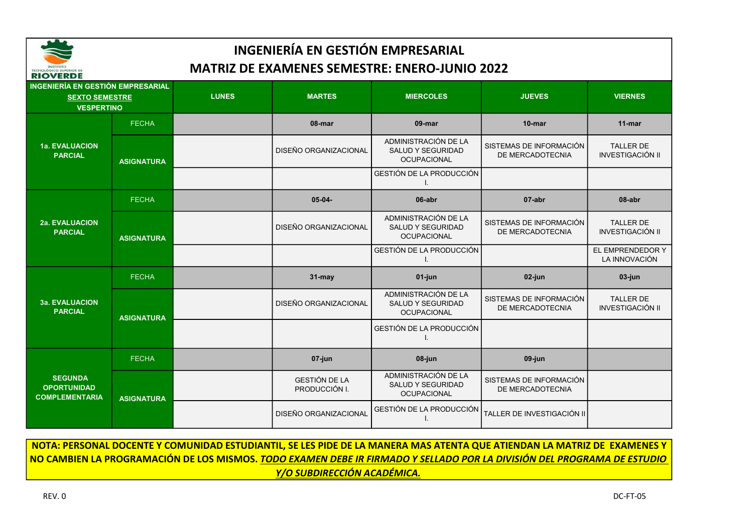# INGENIERÍA EN GESTIÓN EMPRESARIAL

## MATRIZ DE EXAMENES SEMESTRE: ENERO-JUNIO 2022

| INGENIERÍA EN GESTIÓN EMPRESARIAL SEXTO SEMESTRE VESPERTINO | | LUNES | MARTES | MIERCOLES | JUEVES | VIERNES |
|---|---|---|---|---|---|---|
| 1a. EVALUACION PARCIAL | FECHA | | 08-mar | 09-mar | 10-mar | 11-mar |
| | ASIGNATURA | | DISEÑO ORGANIZACIONAL | ADMINISTRACIÓN DE LA SALUD Y SEGURIDAD OCUPACIONAL | SISTEMAS DE INFORMACIÓN DE MERCADOTECNIA | TALLER DE INVESTIGACIÓN II |
| | | | | GESTIÓN DE LA PRODUCCIÓN I. | | |
| 2a. EVALUACION PARCIAL | FECHA | | 05-04- | 06-abr | 07-abr | 08-abr |
| | ASIGNATURA | | DISEÑO ORGANIZACIONAL | ADMINISTRACIÓN DE LA SALUD Y SEGURIDAD OCUPACIONAL | SISTEMAS DE INFORMACIÓN DE MERCADOTECNIA | TALLER DE INVESTIGACIÓN II |
| | | | | GESTIÓN DE LA PRODUCCIÓN I. | | EL EMPRENDEDOR Y LA INNOVACIÓN |
| 3a. EVALUACION PARCIAL | FECHA | | 31-may | 01-jun | 02-jun | 03-jun |
| | ASIGNATURA | | DISEÑO ORGANIZACIONAL | ADMINISTRACIÓN DE LA SALUD Y SEGURIDAD OCUPACIONAL | SISTEMAS DE INFORMACIÓN DE MERCADOTECNIA | TALLER DE INVESTIGACIÓN II |
| | | | | GESTIÓN DE LA PRODUCCIÓN I. | | |
| SEGUNDA OPORTUNIDAD COMPLEMENTARIA | FECHA | | 07-jun | 08-jun | 09-jun | |
| | ASIGNATURA | | GESTIÓN DE LA PRODUCCIÓN I. | ADMINISTRACIÓN DE LA SALUD Y SEGURIDAD OCUPACIONAL | SISTEMAS DE INFORMACIÓN DE MERCADOTECNIA | |
| | | | DISEÑO ORGANIZACIONAL | GESTIÓN DE LA PRODUCCIÓN I. | TALLER DE INVESTIGACIÓN II | |

**NOTA: PERSONAL DOCENTE Y COMUNIDAD ESTUDIANTIL, SE LES PIDE DE LA MANERA MAS ATENTA QUE ATIENDAN LA MATRIZ DE EXAMENES Y NO CAMBIEN LA PROGRAMACIÓN DE LOS MISMOS. *TODO EXAMEN DEBE IR FIRMADO Y SELLADO POR LA DIVISIÓN DEL PROGRAMA DE ESTUDIO Y/O SUBDIRECCIÓN ACADÉMICA.***

REV. 0 DC-FT-05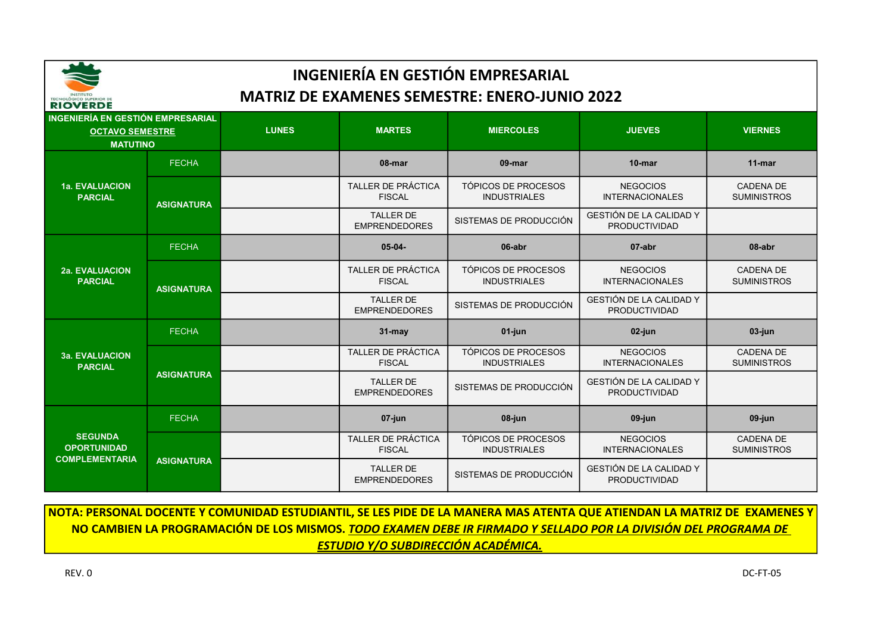# INGENIERÍA EN GESTIÓN EMPRESARIAL

## MATRIZ DE EXAMENES SEMESTRE: ENERO-JUNIO 2022

| INGENIERÍA EN GESTIÓN EMPRESARIAL OCTAVO SEMESTRE MATUTINO | | LUNES | MARTES | MIERCOLES | JUEVES | VIERNES |
|---|---|---|---|---|---|---|
| 1a. EVALUACION PARCIAL | FECHA | | 08-mar | 09-mar | 10-mar | 11-mar |
| | ASIGNATURA | | TALLER DE PRÁCTICA FISCAL | TÓPICOS DE PROCESOS INDUSTRIALES | NEGOCIOS INTERNACIONALES | CADENA DE SUMINISTROS |
| | | | TALLER DE EMPRENDEDORES | SISTEMAS DE PRODUCCIÓN | GESTIÓN DE LA CALIDAD Y PRODUCTIVIDAD | |
| 2a. EVALUACION PARCIAL | FECHA | | 05-04- | 06-abr | 07-abr | 08-abr |
| | ASIGNATURA | | TALLER DE PRÁCTICA FISCAL | TÓPICOS DE PROCESOS INDUSTRIALES | NEGOCIOS INTERNACIONALES | CADENA DE SUMINISTROS |
| | | | TALLER DE EMPRENDEDORES | SISTEMAS DE PRODUCCIÓN | GESTIÓN DE LA CALIDAD Y PRODUCTIVIDAD | |
| 3a. EVALUACION PARCIAL | FECHA | | 31-may | 01-jun | 02-jun | 03-jun |
| | ASIGNATURA | | TALLER DE PRÁCTICA FISCAL | TÓPICOS DE PROCESOS INDUSTRIALES | NEGOCIOS INTERNACIONALES | CADENA DE SUMINISTROS |
| | | | TALLER DE EMPRENDEDORES | SISTEMAS DE PRODUCCIÓN | GESTIÓN DE LA CALIDAD Y PRODUCTIVIDAD | |
| SEGUNDA OPORTUNIDAD COMPLEMENTARIA | FECHA | | 07-jun | 08-jun | 09-jun | 09-jun |
| | ASIGNATURA | | TALLER DE PRÁCTICA FISCAL | TÓPICOS DE PROCESOS INDUSTRIALES | NEGOCIOS INTERNACIONALES | CADENA DE SUMINISTROS |
| | | | TALLER DE EMPRENDEDORES | SISTEMAS DE PRODUCCIÓN | GESTIÓN DE LA CALIDAD Y PRODUCTIVIDAD | |

**NOTA: PERSONAL DOCENTE Y COMUNIDAD ESTUDIANTIL, SE LES PIDE DE LA MANERA MAS ATENTA QUE ATIENDAN LA MATRIZ DE EXAMENES Y NO CAMBIEN LA PROGRAMACIÓN DE LOS MISMOS. *TODO EXAMEN DEBE IR FIRMADO Y SELLADO POR LA DIVISIÓN DEL PROGRAMA DE ESTUDIO Y/O SUBDIRECCIÓN ACADÉMICA.***

REV. 0

DC-FT-05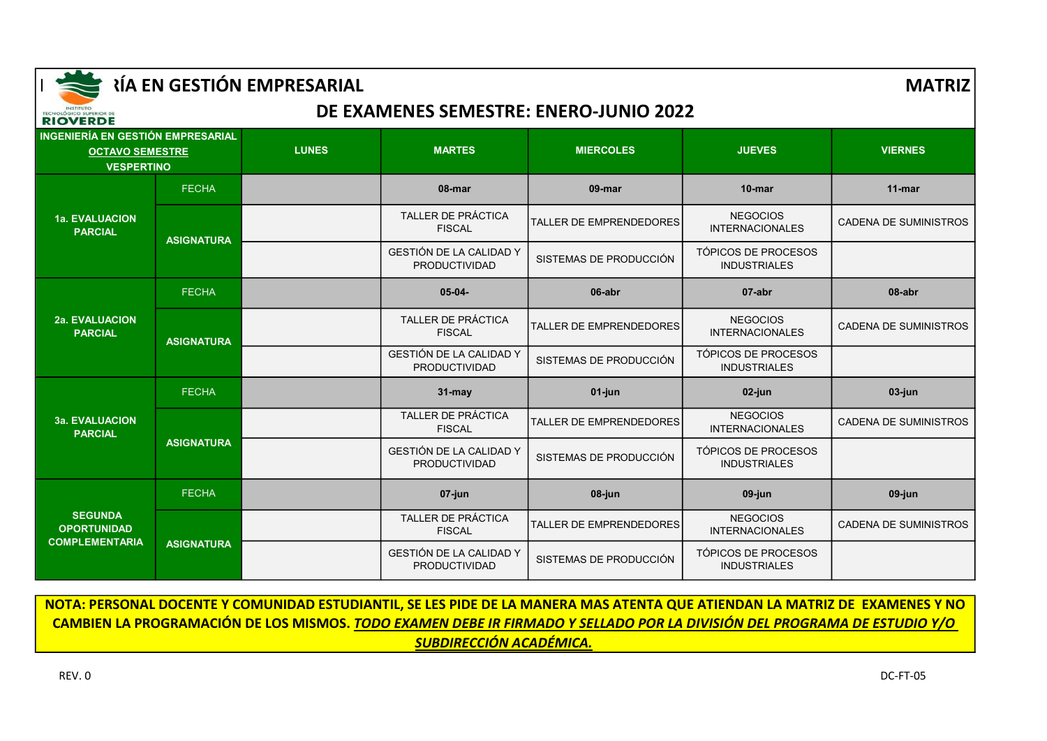**ÍA EN GESTIÓN EMPRESARIAL** **MATRIZ**

**DE EXAMENES SEMESTRE: ENERO-JUNIO 2022**

| INGENIERÍA EN GESTIÓN EMPRESARIAL OCTAVO SEMESTRE VESPERTINO | | LUNES | MARTES | MIERCOLES | JUEVES | VIERNES |
|---|---|---|---|---|---|---|
| 1a. EVALUACION PARCIAL | FECHA | | 08-mar | 09-mar | 10-mar | 11-mar |
| | ASIGNATURA | | TALLER DE PRÁCTICA FISCAL | TALLER DE EMPRENDEDORES | NEGOCIOS INTERNACIONALES | CADENA DE SUMINISTROS |
| | | | GESTIÓN DE LA CALIDAD Y PRODUCTIVIDAD | SISTEMAS DE PRODUCCIÓN | TÓPICOS DE PROCESOS INDUSTRIALES | |
| 2a. EVALUACION PARCIAL | FECHA | | 05-04- | 06-abr | 07-abr | 08-abr |
| | ASIGNATURA | | TALLER DE PRÁCTICA FISCAL | TALLER DE EMPRENDEDORES | NEGOCIOS INTERNACIONALES | CADENA DE SUMINISTROS |
| | | | GESTIÓN DE LA CALIDAD Y PRODUCTIVIDAD | SISTEMAS DE PRODUCCIÓN | TÓPICOS DE PROCESOS INDUSTRIALES | |
| 3a. EVALUACION PARCIAL | FECHA | | 31-may | 01-jun | 02-jun | 03-jun |
| | ASIGNATURA | | TALLER DE PRÁCTICA FISCAL | TALLER DE EMPRENDEDORES | NEGOCIOS INTERNACIONALES | CADENA DE SUMINISTROS |
| | | | GESTIÓN DE LA CALIDAD Y PRODUCTIVIDAD | SISTEMAS DE PRODUCCIÓN | TÓPICOS DE PROCESOS INDUSTRIALES | |
| SEGUNDA OPORTUNIDAD COMPLEMENTARIA | FECHA | | 07-jun | 08-jun | 09-jun | 09-jun |
| | ASIGNATURA | | TALLER DE PRÁCTICA FISCAL | TALLER DE EMPRENDEDORES | NEGOCIOS INTERNACIONALES | CADENA DE SUMINISTROS |
| | | | GESTIÓN DE LA CALIDAD Y PRODUCTIVIDAD | SISTEMAS DE PRODUCCIÓN | TÓPICOS DE PROCESOS INDUSTRIALES | |

**NOTA: PERSONAL DOCENTE Y COMUNIDAD ESTUDIANTIL, SE LES PIDE DE LA MANERA MAS ATENTA QUE ATIENDAN LA MATRIZ DE EXAMENES Y NO CAMBIEN LA PROGRAMACIÓN DE LOS MISMOS. *TODO EXAMEN DEBE IR FIRMADO Y SELLADO POR LA DIVISIÓN DEL PROGRAMA DE ESTUDIO Y/O SUBDIRECCIÓN ACADÉMICA.***

REV. 0

DC-FT-05